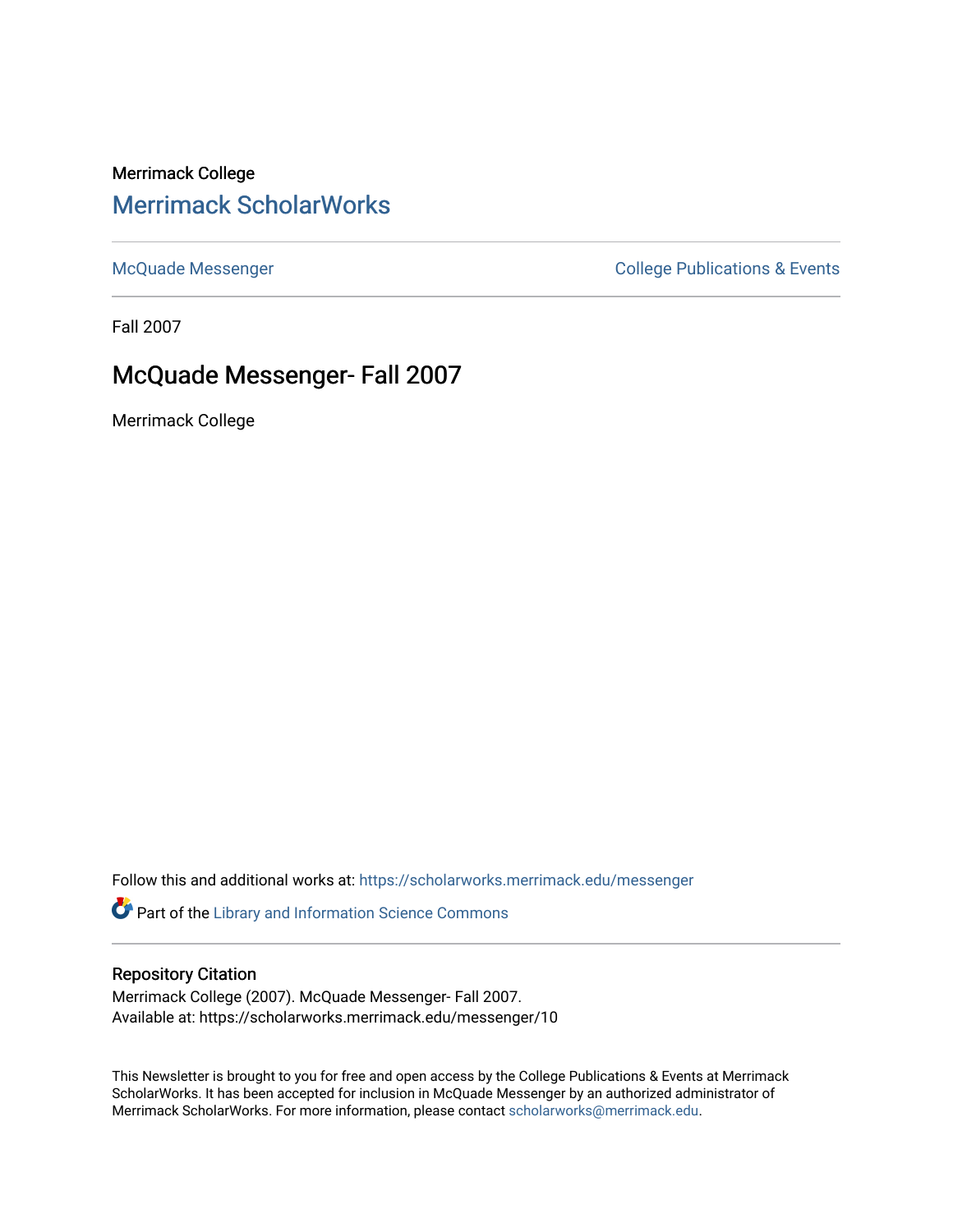Merrimack College

## Merrimack ScholarWorks

McQuade Messenger

College Publications & Events

Fall 2007

# McQuade Messenger- Fall 2007

Merrimack College

Follow this and additional works at: https://scholarworks.merrimack.edu/messenger

Part of the Library and Information Science Commons

### Repository Citation

Merrimack College (2007). McQuade Messenger- Fall 2007.
Available at: https://scholarworks.merrimack.edu/messenger/10

This Newsletter is brought to you for free and open access by the College Publications & Events at Merrimack ScholarWorks. It has been accepted for inclusion in McQuade Messenger by an authorized administrator of Merrimack ScholarWorks. For more information, please contact scholarworks@merrimack.edu.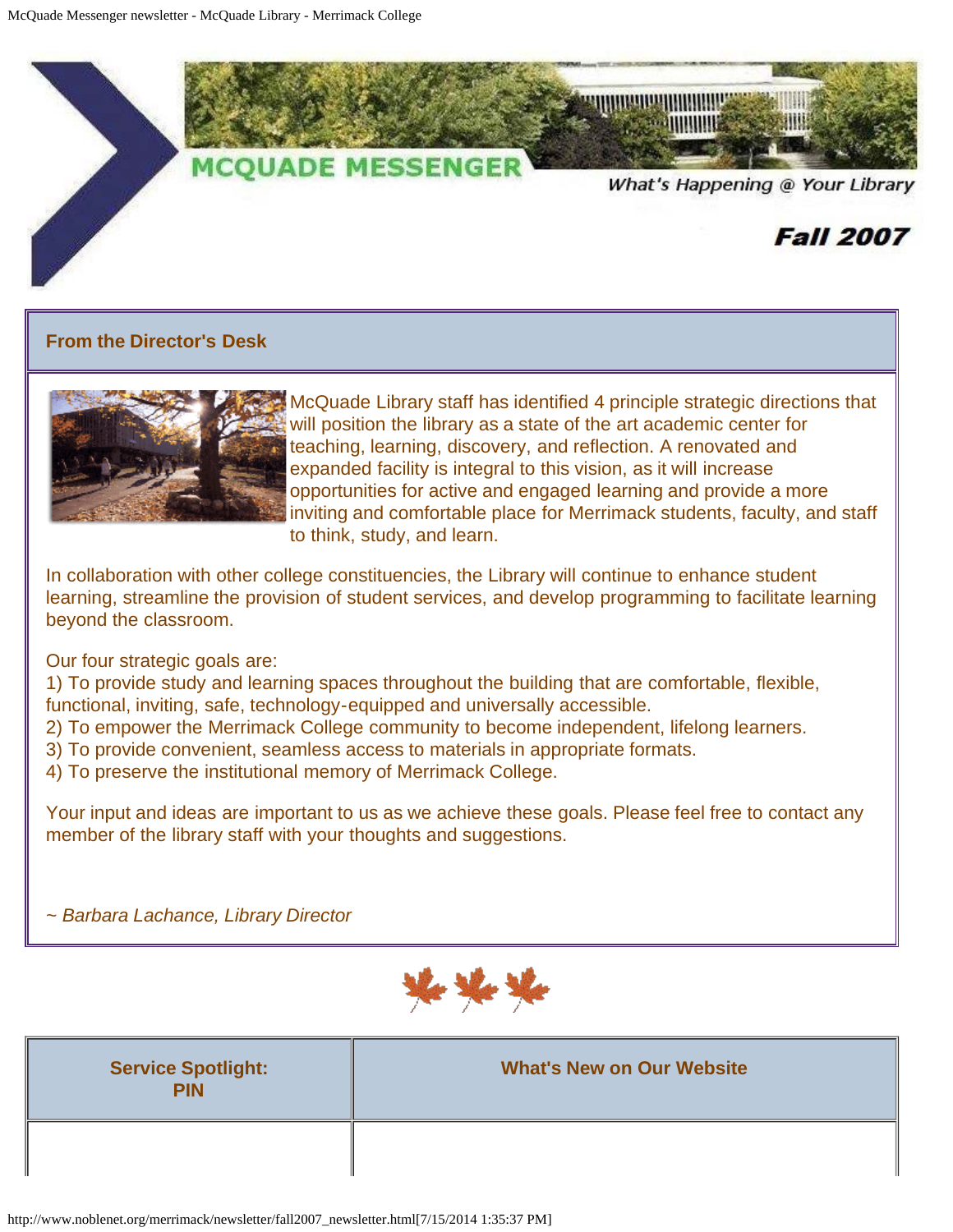# MCQUADE MESSENGER

*What's Happening @ Your Library*

***Fall 2007***

## From the Director's Desk

McQuade Library staff has identified 4 principle strategic directions that will position the library as a state of the art academic center for teaching, learning, discovery, and reflection. A renovated and expanded facility is integral to this vision, as it will increase opportunities for active and engaged learning and provide a more inviting and comfortable place for Merrimack students, faculty, and staff to think, study, and learn.

In collaboration with other college constituencies, the Library will continue to enhance student learning, streamline the provision of student services, and develop programming to facilitate learning beyond the classroom.

Our four strategic goals are:
1) To provide study and learning spaces throughout the building that are comfortable, flexible, functional, inviting, safe, technology-equipped and universally accessible.
2) To empower the Merrimack College community to become independent, lifelong learners.
3) To provide convenient, seamless access to materials in appropriate formats.
4) To preserve the institutional memory of Merrimack College.

Your input and ideas are important to us as we achieve these goals. Please feel free to contact any member of the library staff with your thoughts and suggestions.

*~ Barbara Lachance, Library Director*

| Service Spotlight: PIN | What's New on Our Website |
| --- | --- |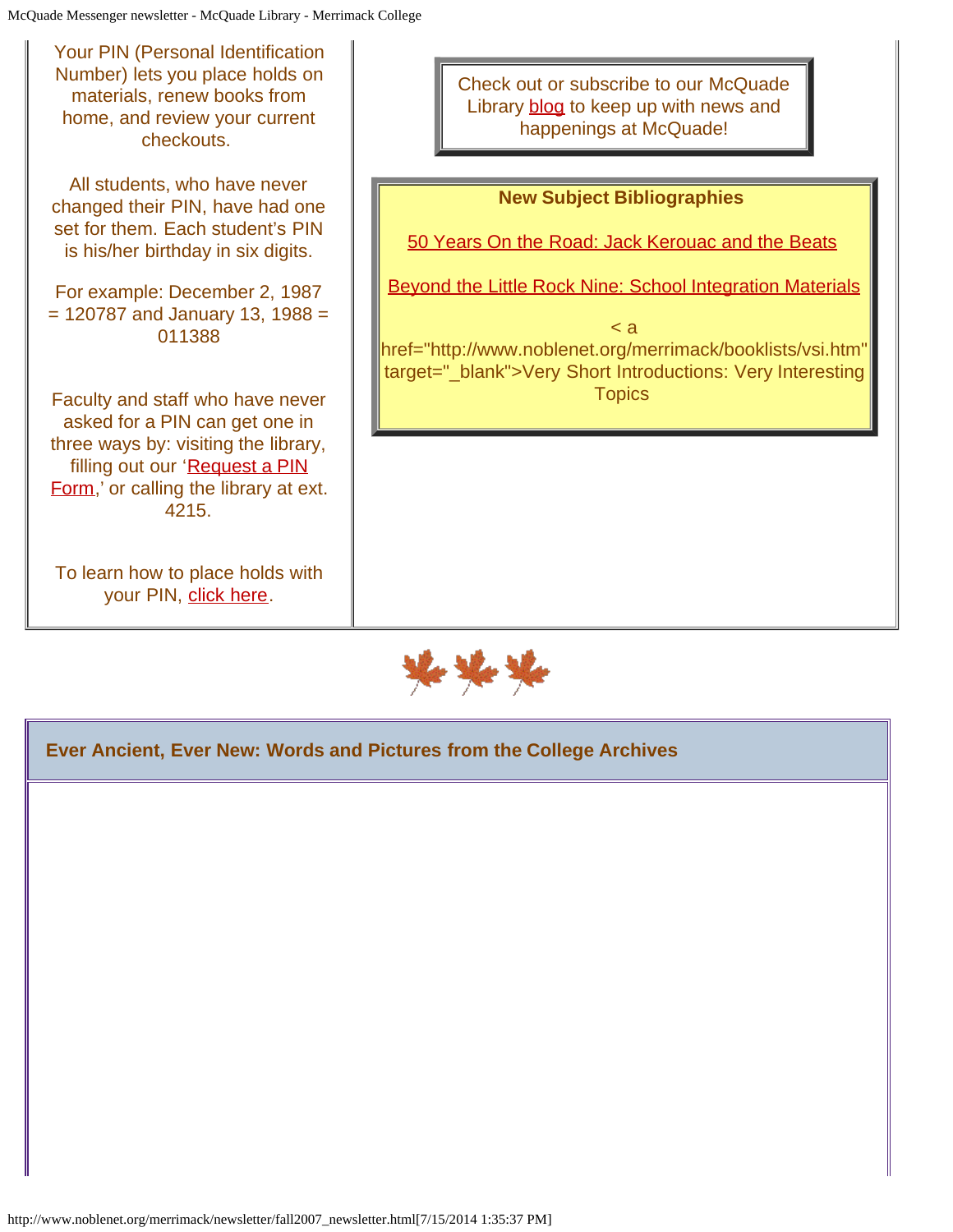Your PIN (Personal Identification Number) lets you place holds on materials, renew books from home, and review your current checkouts.

All students, who have never changed their PIN, have had one set for them. Each student's PIN is his/her birthday in six digits.

For example: December 2, 1987 = 120787 and January 13, 1988 = 011388

Faculty and staff who have never asked for a PIN can get one in three ways by: visiting the library, filling out our 'Request a PIN Form,' or calling the library at ext. 4215.

To learn how to place holds with your PIN, click here.

Check out or subscribe to our McQuade Library blog to keep up with news and happenings at McQuade!

**New Subject Bibliographies**

50 Years On the Road: Jack Kerouac and the Beats

Beyond the Little Rock Nine: School Integration Materials

< a href="http://www.noblenet.org/merrimack/booklists/vsi.htm" target="_blank">Very Short Introductions: Very Interesting Topics

**Ever Ancient, Ever New: Words and Pictures from the College Archives**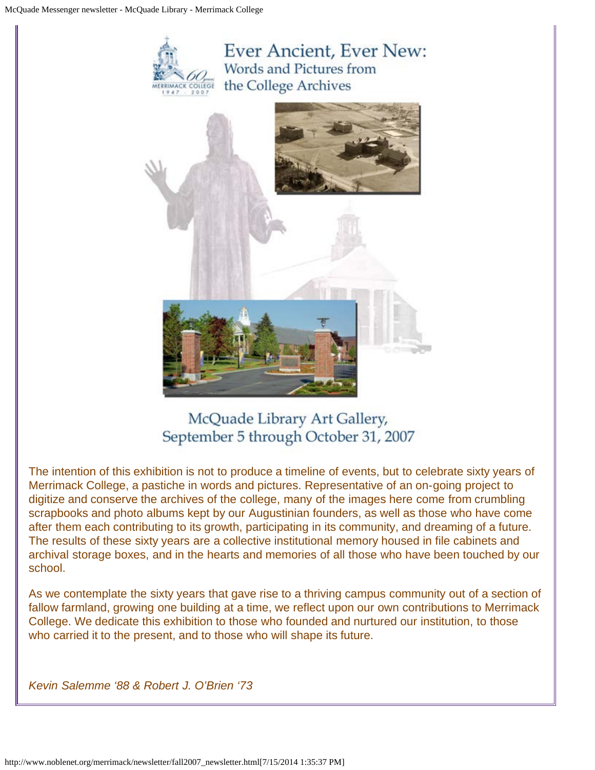# Ever Ancient, Ever New:

## Words and Pictures from the College Archives

McQuade Library Art Gallery,
September 5 through October 31, 2007

The intention of this exhibition is not to produce a timeline of events, but to celebrate sixty years of Merrimack College, a pastiche in words and pictures. Representative of an on-going project to digitize and conserve the archives of the college, many of the images here come from crumbling scrapbooks and photo albums kept by our Augustinian founders, as well as those who have come after them each contributing to its growth, participating in its community, and dreaming of a future. The results of these sixty years are a collective institutional memory housed in file cabinets and archival storage boxes, and in the hearts and memories of all those who have been touched by our school.

As we contemplate the sixty years that gave rise to a thriving campus community out of a section of fallow farmland, growing one building at a time, we reflect upon our own contributions to Merrimack College. We dedicate this exhibition to those who founded and nurtured our institution, to those who carried it to the present, and to those who will shape its future.

*Kevin Salemme '88 & Robert J. O'Brien '73*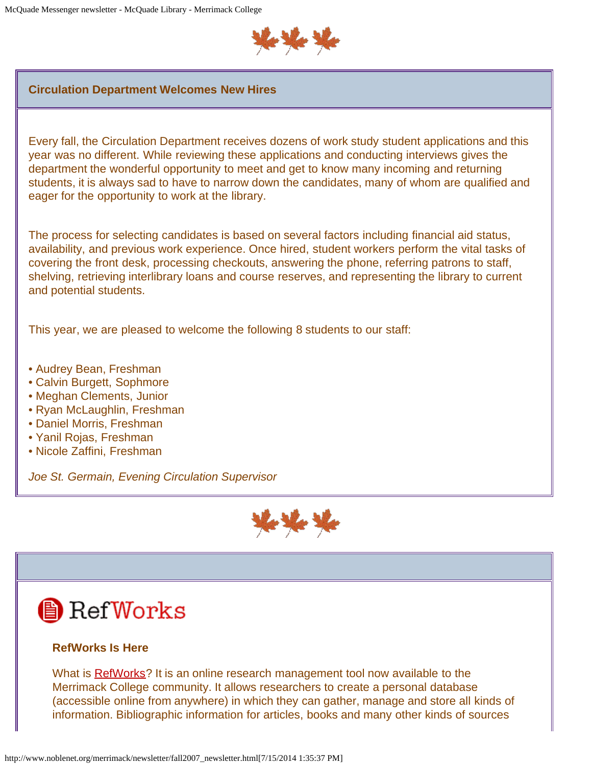## Circulation Department Welcomes New Hires

Every fall, the Circulation Department receives dozens of work study student applications and this year was no different. While reviewing these applications and conducting interviews gives the department the wonderful opportunity to meet and get to know many incoming and returning students, it is always sad to have to narrow down the candidates, many of whom are qualified and eager for the opportunity to work at the library.

The process for selecting candidates is based on several factors including financial aid status, availability, and previous work experience. Once hired, student workers perform the vital tasks of covering the front desk, processing checkouts, answering the phone, referring patrons to staff, shelving, retrieving interlibrary loans and course reserves, and representing the library to current and potential students.

This year, we are pleased to welcome the following 8 students to our staff:

• Audrey Bean, Freshman
• Calvin Burgett, Sophmore
• Meghan Clements, Junior
• Ryan McLaughlin, Freshman
• Daniel Morris, Freshman
• Yanil Rojas, Freshman
• Nicole Zaffini, Freshman

*Joe St. Germain, Evening Circulation Supervisor*

RefWorks

### RefWorks Is Here

What is RefWorks? It is an online research management tool now available to the Merrimack College community. It allows researchers to create a personal database (accessible online from anywhere) in which they can gather, manage and store all kinds of information. Bibliographic information for articles, books and many other kinds of sources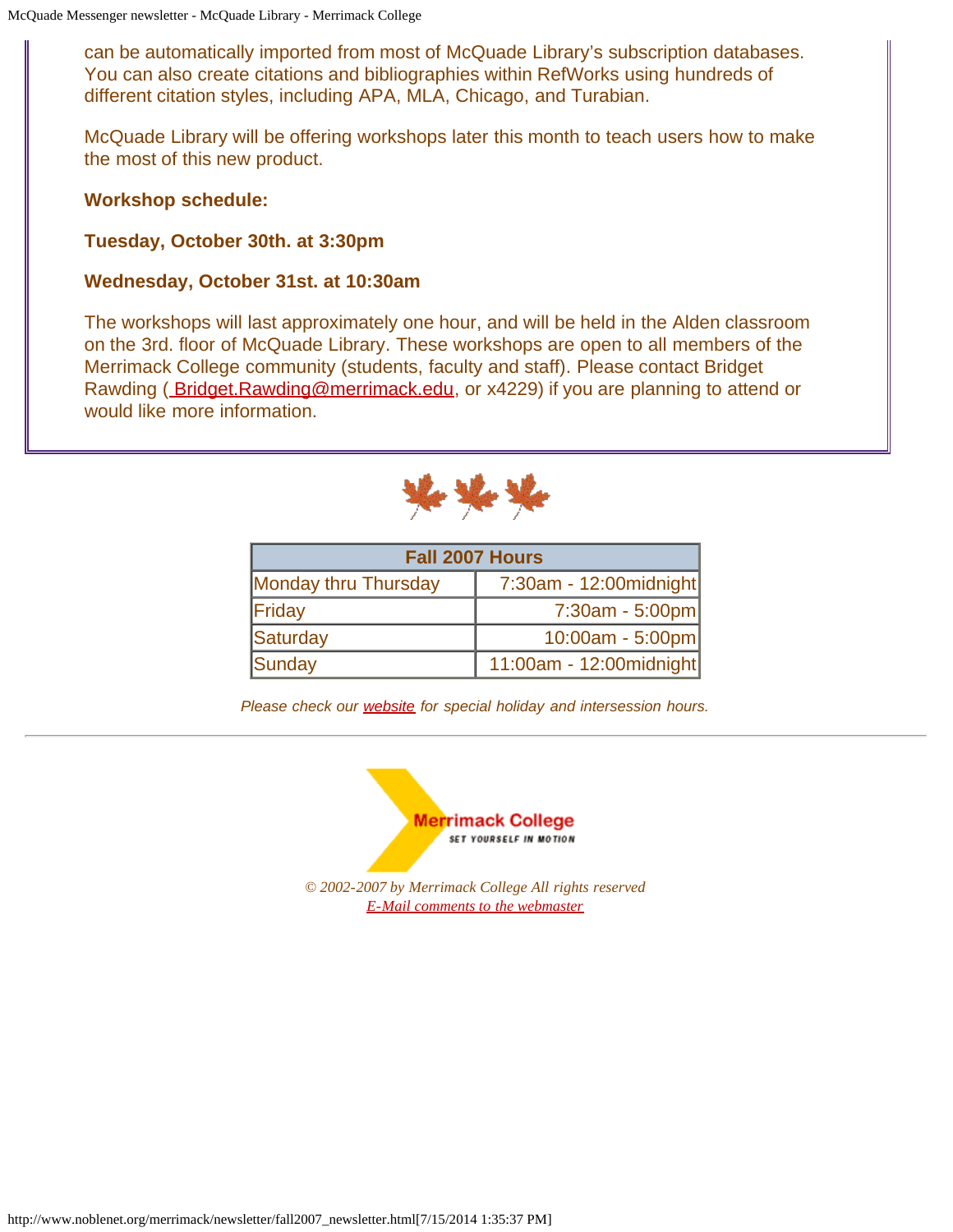can be automatically imported from most of McQuade Library's subscription databases. You can also create citations and bibliographies within RefWorks using hundreds of different citation styles, including APA, MLA, Chicago, and Turabian.

McQuade Library will be offering workshops later this month to teach users how to make the most of this new product.

**Workshop schedule:**

**Tuesday, October 30th. at 3:30pm**

**Wednesday, October 31st. at 10:30am**

The workshops will last approximately one hour, and will be held in the Alden classroom on the 3rd. floor of McQuade Library. These workshops are open to all members of the Merrimack College community (students, faculty and staff). Please contact Bridget Rawding ( Bridget.Rawding@merrimack.edu, or x4229) if you are planning to attend or would like more information.

| Fall 2007 Hours | |
|---|---|
| Monday thru Thursday | 7:30am - 12:00midnight |
| Friday | 7:30am - 5:00pm |
| Saturday | 10:00am - 5:00pm |
| Sunday | 11:00am - 12:00midnight |

*Please check our website for special holiday and intersession hours.*

---

Merrimack College
SET YOURSELF IN MOTION

*© 2002-2007 by Merrimack College All rights reserved*
*E-Mail comments to the webmaster*